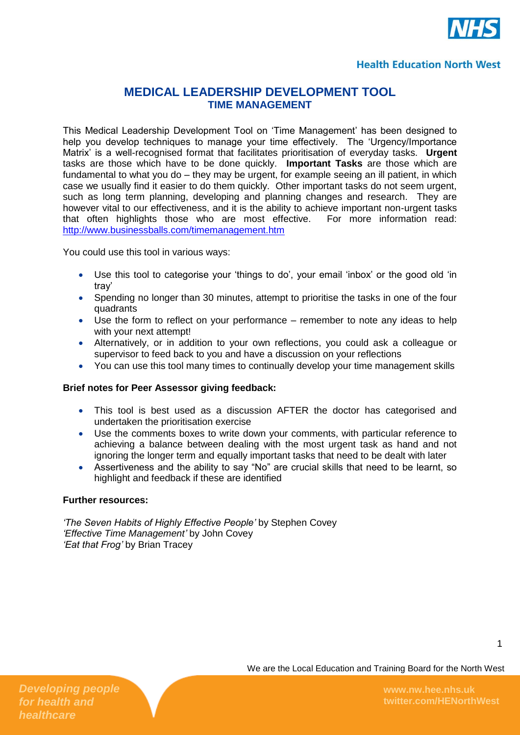# MEDICAL LEADERSHIP DEVELOPMENT TOOL

## TIME MANAGEMENT

This Medical Leadership Development Tool on 'Time Management' has been designed to help you develop techniques to manage your time effectively. The 'Urgency/Importance Matrix' is a well-recognised format that facilitates prioritisation of everyday tasks. **Urgent** tasks are those which have to be done quickly. **Important Tasks** are those which are fundamental to what you do – they may be urgent, for example seeing an ill patient, in which case we usually find it easier to do them quickly. Other important tasks do not seem urgent, such as long term planning, developing and planning changes and research. They are however vital to our effectiveness, and it is the ability to achieve important non-urgent tasks that often highlights those who are most effective. For more information read: http://www.businessballs.com/timemanagement.htm

You could use this tool in various ways:

- Use this tool to categorise your 'things to do', your email 'inbox' or the good old 'in tray'
- Spending no longer than 30 minutes, attempt to prioritise the tasks in one of the four quadrants
- Use the form to reflect on your performance – remember to note any ideas to help with your next attempt!
- Alternatively, or in addition to your own reflections, you could ask a colleague or supervisor to feed back to you and have a discussion on your reflections
- You can use this tool many times to continually develop your time management skills

**Brief notes for Peer Assessor giving feedback:**

- This tool is best used as a discussion AFTER the doctor has categorised and undertaken the prioritisation exercise
- Use the comments boxes to write down your comments, with particular reference to achieving a balance between dealing with the most urgent task as hand and not ignoring the longer term and equally important tasks that need to be dealt with later
- Assertiveness and the ability to say "No" are crucial skills that need to be learnt, so highlight and feedback if these are identified

**Further resources:**

*'The Seven Habits of Highly Effective People'* by Stephen Covey
*'Effective Time Management'* by John Covey
*'Eat that Frog'* by Brian Tracey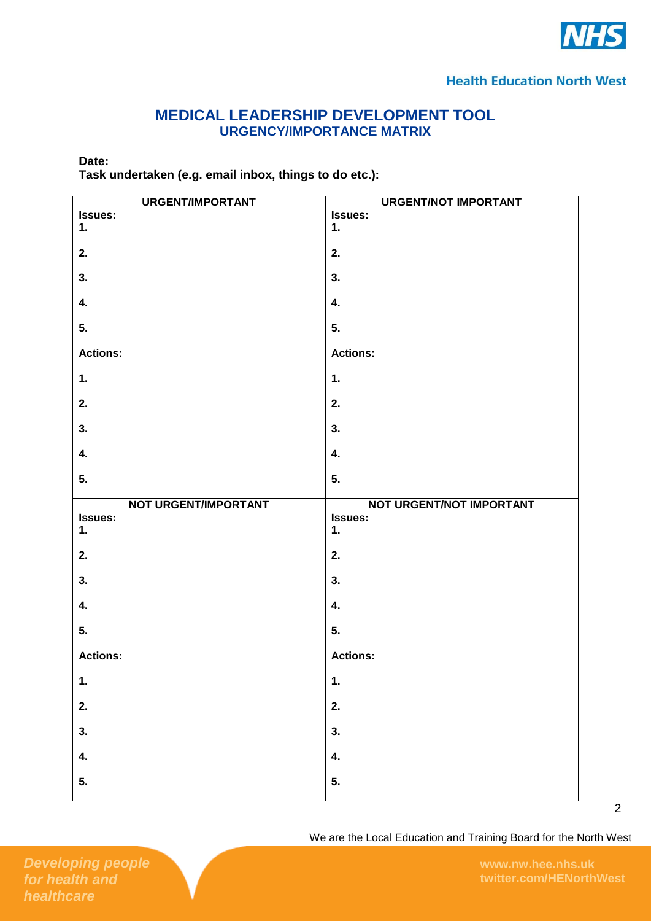# MEDICAL LEADERSHIP DEVELOPMENT TOOL

## URGENCY/IMPORTANCE MATRIX

**Date:**

**Task undertaken (e.g. email inbox, things to do etc.):**

| URGENT/IMPORTANT | URGENT/NOT IMPORTANT |
|---|---|
| **Issues:** | **Issues:** |
| **1.** | **1.** |
| **2.** | **2.** |
| **3.** | **3.** |
| **4.** | **4.** |
| **5.** | **5.** |
| **Actions:** | **Actions:** |
| **1.** | **1.** |
| **2.** | **2.** |
| **3.** | **3.** |
| **4.** | **4.** |
| **5.** | **5.** |
| **NOT URGENT/IMPORTANT** | **NOT URGENT/NOT IMPORTANT** |
| **Issues:** | **Issues:** |
| **1.** | **1.** |
| **2.** | **2.** |
| **3.** | **3.** |
| **4.** | **4.** |
| **5.** | **5.** |
| **Actions:** | **Actions:** |
| **1.** | **1.** |
| **2.** | **2.** |
| **3.** | **3.** |
| **4.** | **4.** |
| **5.** | **5.** |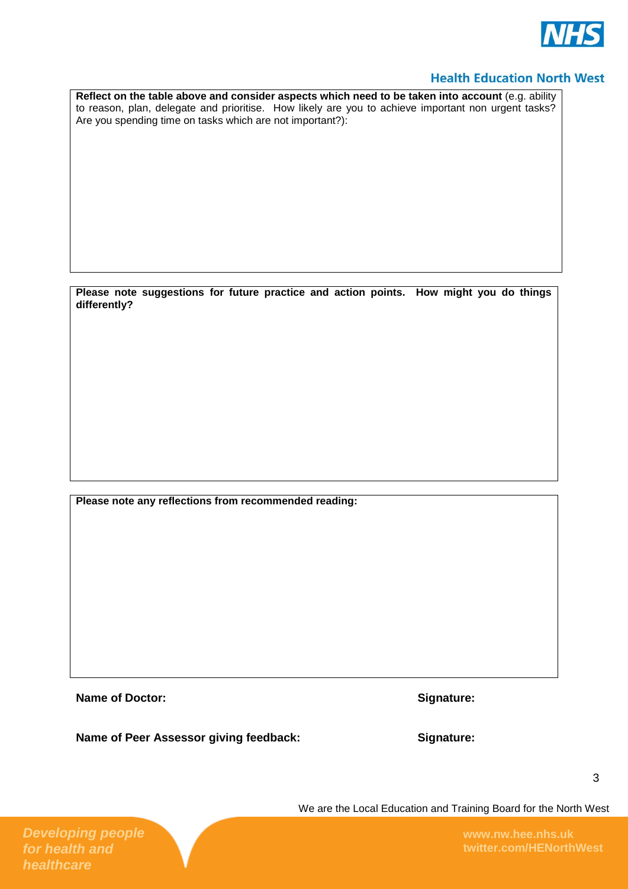**Reflect on the table above and consider aspects which need to be taken into account** (e.g. ability to reason, plan, delegate and prioritise. How likely are you to achieve important non urgent tasks? Are you spending time on tasks which are not important?):

**Please note suggestions for future practice and action points. How might you do things differently?**

**Please note any reflections from recommended reading:**

**Name of Doctor:** **Signature:**

**Name of Peer Assessor giving feedback:** **Signature:**